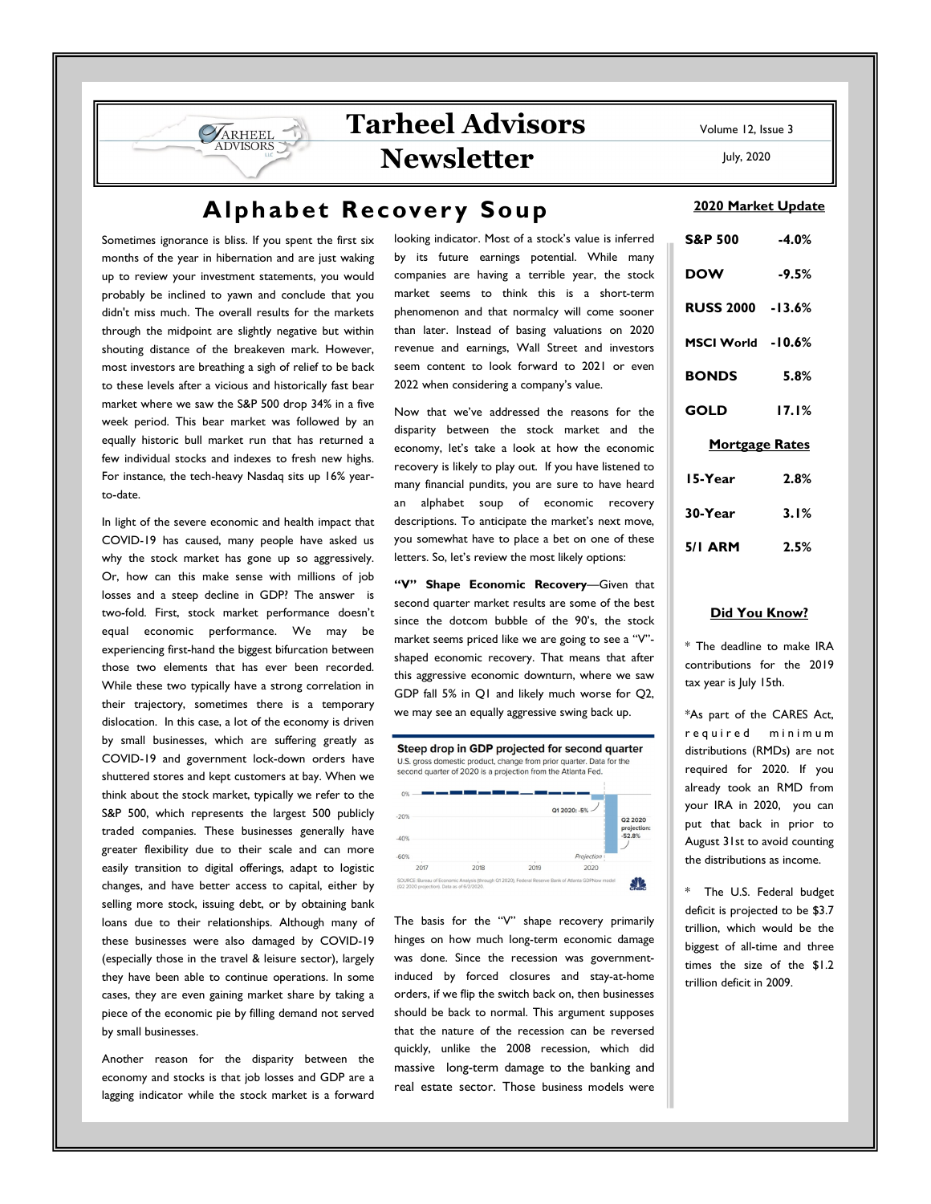# Tarheel Advisors Newsletter

Volume 12, Issue 3

July, 2020

## Alphabet Recovery Soup

Sometimes ignorance is bliss. If you spent the first six months of the year in hibernation and are just waking up to review your investment statements, you would probably be inclined to yawn and conclude that you didn't miss much. The overall results for the markets through the midpoint are slightly negative but within shouting distance of the breakeven mark. However, most investors are breathing a sigh of relief to be back to these levels after a vicious and historically fast bear market where we saw the S&P 500 drop 34% in a five week period. This bear market was followed by an equally historic bull market run that has returned a few individual stocks and indexes to fresh new highs. For instance, the tech-heavy Nasdaq sits up 16% year-to-date.

In light of the severe economic and health impact that COVID-19 has caused, many people have asked us why the stock market has gone up so aggressively. Or, how can this make sense with millions of job losses and a steep decline in GDP? The answer is two-fold. First, stock market performance doesn't equal economic performance. We may be experiencing first-hand the biggest bifurcation between those two elements that has ever been recorded. While these two typically have a strong correlation in their trajectory, sometimes there is a temporary dislocation. In this case, a lot of the economy is driven by small businesses, which are suffering greatly as COVID-19 and government lock-down orders have shuttered stores and kept customers at bay. When we think about the stock market, typically we refer to the S&P 500, which represents the largest 500 publicly traded companies. These businesses generally have greater flexibility due to their scale and can more easily transition to digital offerings, adapt to logistic changes, and have better access to capital, either by selling more stock, issuing debt, or by obtaining bank loans due to their relationships. Although many of these businesses were also damaged by COVID-19 (especially those in the travel & leisure sector), largely they have been able to continue operations. In some cases, they are even gaining market share by taking a piece of the economic pie by filling demand not served by small businesses.

Another reason for the disparity between the economy and stocks is that job losses and GDP are a lagging indicator while the stock market is a forward looking indicator. Most of a stock's value is inferred by its future earnings potential. While many companies are having a terrible year, the stock market seems to think this is a short-term phenomenon and that normalcy will come sooner than later. Instead of basing valuations on 2020 revenue and earnings, Wall Street and investors seem content to look forward to 2021 or even 2022 when considering a company's value.

Now that we've addressed the reasons for the disparity between the stock market and the economy, let's take a look at how the economic recovery is likely to play out. If you have listened to many financial pundits, you are sure to have heard an alphabet soup of economic recovery descriptions. To anticipate the market's next move, you somewhat have to place a bet on one of these letters. So, let's review the most likely options:

**"V" Shape Economic Recovery**—Given that second quarter market results are some of the best since the dotcom bubble of the 90's, the stock market seems priced like we are going to see a "V"-shaped economic recovery. That means that after this aggressive economic downturn, where we saw GDP fall 5% in Q1 and likely much worse for Q2, we may see an equally aggressive swing back up.

**Steep drop in GDP projected for second quarter**
U.S. gross domestic product, change from prior quarter. Data for the second quarter of 2020 is a projection from the Atlanta Fed.

Q1 2020: -5% | Q2 2020 projection: -52.8%

SOURCE: Bureau of Economic Analysis (through Q1 2020), Federal Reserve Bank of Atlanta GDPNow model (Q2 2020 projection). Data as of 6/2/2020.

The basis for the "V" shape recovery primarily hinges on how much long-term economic damage was done. Since the recession was government-induced by forced closures and stay-at-home orders, if we flip the switch back on, then businesses should be back to normal. This argument supposes that the nature of the recession can be reversed quickly, unlike the 2008 recession, which did massive long-term damage to the banking and real estate sector. Those business models were

### 2020 Market Update

| | |
|---|---|
| **S&P 500** | **-4.0%** |
| **DOW** | **-9.5%** |
| **RUSS 2000** | **-13.6%** |
| **MSCI World** | **-10.6%** |
| **BONDS** | **5.8%** |
| **GOLD** | **17.1%** |

### Mortgage Rates

| | |
|---|---|
| **15-Year** | **2.8%** |
| **30-Year** | **3.1%** |
| **5/1 ARM** | **2.5%** |

### Did You Know?

* The deadline to make IRA contributions for the 2019 tax year is July 15th.

*As part of the CARES Act, required minimum distributions (RMDs) are not required for 2020. If you already took an RMD from your IRA in 2020, you can put that back in prior to August 31st to avoid counting the distributions as income.

* The U.S. Federal budget deficit is projected to be $3.7 trillion, which would be the biggest of all-time and three times the size of the $1.2 trillion deficit in 2009.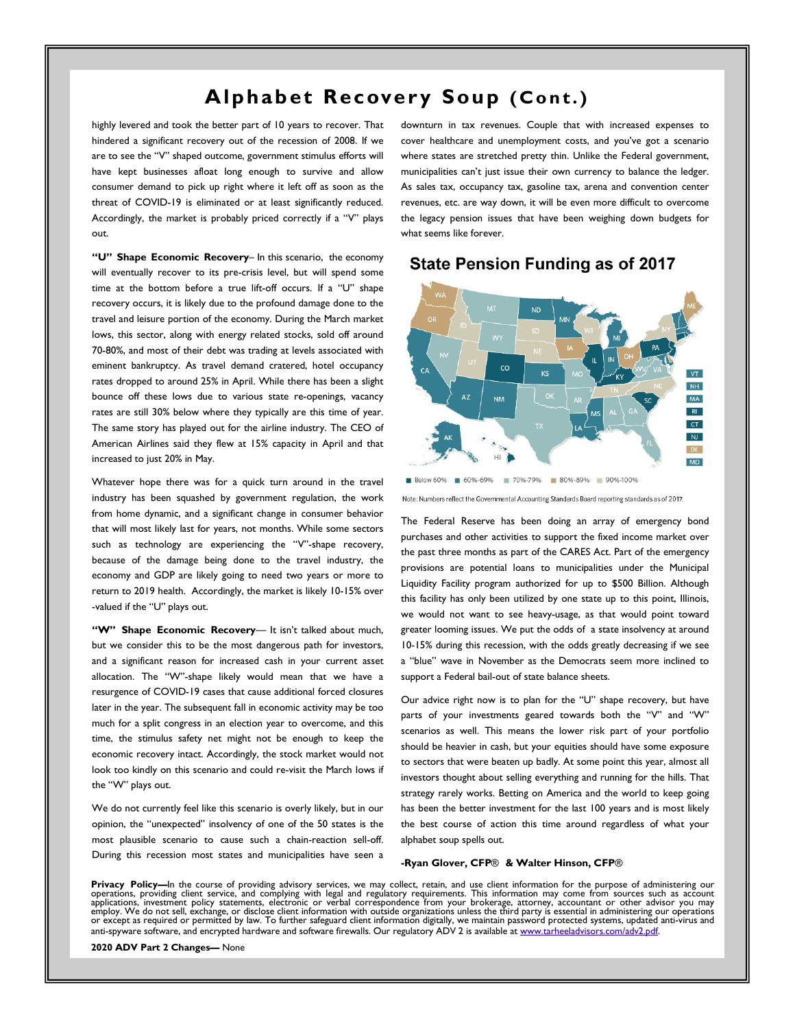# Alphabet Recovery Soup (Cont.)

highly levered and took the better part of 10 years to recover. That hindered a significant recovery out of the recession of 2008. If we are to see the "V" shaped outcome, government stimulus efforts will have kept businesses afloat long enough to survive and allow consumer demand to pick up right where it left off as soon as the threat of COVID-19 is eliminated or at least significantly reduced. Accordingly, the market is probably priced correctly if a "V" plays out.

**"U" Shape Economic Recovery**– In this scenario, the economy will eventually recover to its pre-crisis level, but will spend some time at the bottom before a true lift-off occurs. If a "U" shape recovery occurs, it is likely due to the profound damage done to the travel and leisure portion of the economy. During the March market lows, this sector, along with energy related stocks, sold off around 70-80%, and most of their debt was trading at levels associated with eminent bankruptcy. As travel demand cratered, hotel occupancy rates dropped to around 25% in April. While there has been a slight bounce off these lows due to various state re-openings, vacancy rates are still 30% below where they typically are this time of year. The same story has played out for the airline industry. The CEO of American Airlines said they flew at 15% capacity in April and that increased to just 20% in May.

Whatever hope there was for a quick turn around in the travel industry has been squashed by government regulation, the work from home dynamic, and a significant change in consumer behavior that will most likely last for years, not months. While some sectors such as technology are experiencing the "V"-shape recovery, because of the damage being done to the travel industry, the economy and GDP are likely going to need two years or more to return to 2019 health. Accordingly, the market is likely 10-15% over-valued if the "U" plays out.

**"W" Shape Economic Recovery**— It isn't talked about much, but we consider this to be the most dangerous path for investors, and a significant reason for increased cash in your current asset allocation. The "W"-shape likely would mean that we have a resurgence of COVID-19 cases that cause additional forced closures later in the year. The subsequent fall in economic activity may be too much for a split congress in an election year to overcome, and this time, the stimulus safety net might not be enough to keep the economic recovery intact. Accordingly, the stock market would not look too kindly on this scenario and could re-visit the March lows if the "W" plays out.

We do not currently feel like this scenario is overly likely, but in our opinion, the "unexpected" insolvency of one of the 50 states is the most plausible scenario to cause such a chain-reaction sell-off. During this recession most states and municipalities have seen a downturn in tax revenues. Couple that with increased expenses to cover healthcare and unemployment costs, and you've got a scenario where states are stretched pretty thin. Unlike the Federal government, municipalities can't just issue their own currency to balance the ledger. As sales tax, occupancy tax, gasoline tax, arena and convention center revenues, etc. are way down, it will be even more difficult to overcome the legacy pension issues that have been weighing down budgets for what seems like forever.

## State Pension Funding as of 2017

WA, OR, CA, NV, ID, MT, WY, UT, AZ, NM, CO, ND, SD, NE, KS, OK, TX, MN, IA, MO, AR, LA, WI, IL, MI, IN, OH, KY, TN, MS, AL, GA, FL, SC, NC, VA, WV, PA, NY, ME, AK, HI, VT, NH, MA, RI, CT, NJ, DE, MD

Below 60% | 60%-69% | 70%-79% | 80%-89% | 90%-100%

Note: Numbers reflect the Governmental Accounting Standards Board reporting standards as of 2017.

The Federal Reserve has been doing an array of emergency bond purchases and other activities to support the fixed income market over the past three months as part of the CARES Act. Part of the emergency provisions are potential loans to municipalities under the Municipal Liquidity Facility program authorized for up to $500 Billion. Although this facility has only been utilized by one state up to this point, Illinois, we would not want to see heavy-usage, as that would point toward greater looming issues. We put the odds of a state insolvency at around 10-15% during this recession, with the odds greatly decreasing if we see a "blue" wave in November as the Democrats seem more inclined to support a Federal bail-out of state balance sheets.

Our advice right now is to plan for the "U" shape recovery, but have parts of your investments geared towards both the "V" and "W" scenarios as well. This means the lower risk part of your portfolio should be heavier in cash, but your equities should have some exposure to sectors that were beaten up badly. At some point this year, almost all investors thought about selling everything and running for the hills. That strategy rarely works. Betting on America and the world to keep going has been the better investment for the last 100 years and is most likely the best course of action this time around regardless of what your alphabet soup spells out.

**-Ryan Glover, CFP® & Walter Hinson, CFP®**

**Privacy Policy—**In the course of providing advisory services, we may collect, retain, and use client information for the purpose of administering our operations, providing client service, and complying with legal and regulatory requirements. This information may come from sources such as account applications, investment policy statements, electronic or verbal correspondence from your brokerage, attorney, accountant or other advisor you may employ. We do not sell, exchange, or disclose client information with outside organizations unless the third party is essential in administering our operations or except as required or permitted by law. To further safeguard client information digitally, we maintain password protected systems, updated anti-virus and anti-spyware software, and encrypted hardware and software firewalls. Our regulatory ADV 2 is available at www.tarheeladvisors.com/adv2.pdf.

**2020 ADV Part 2 Changes—** None